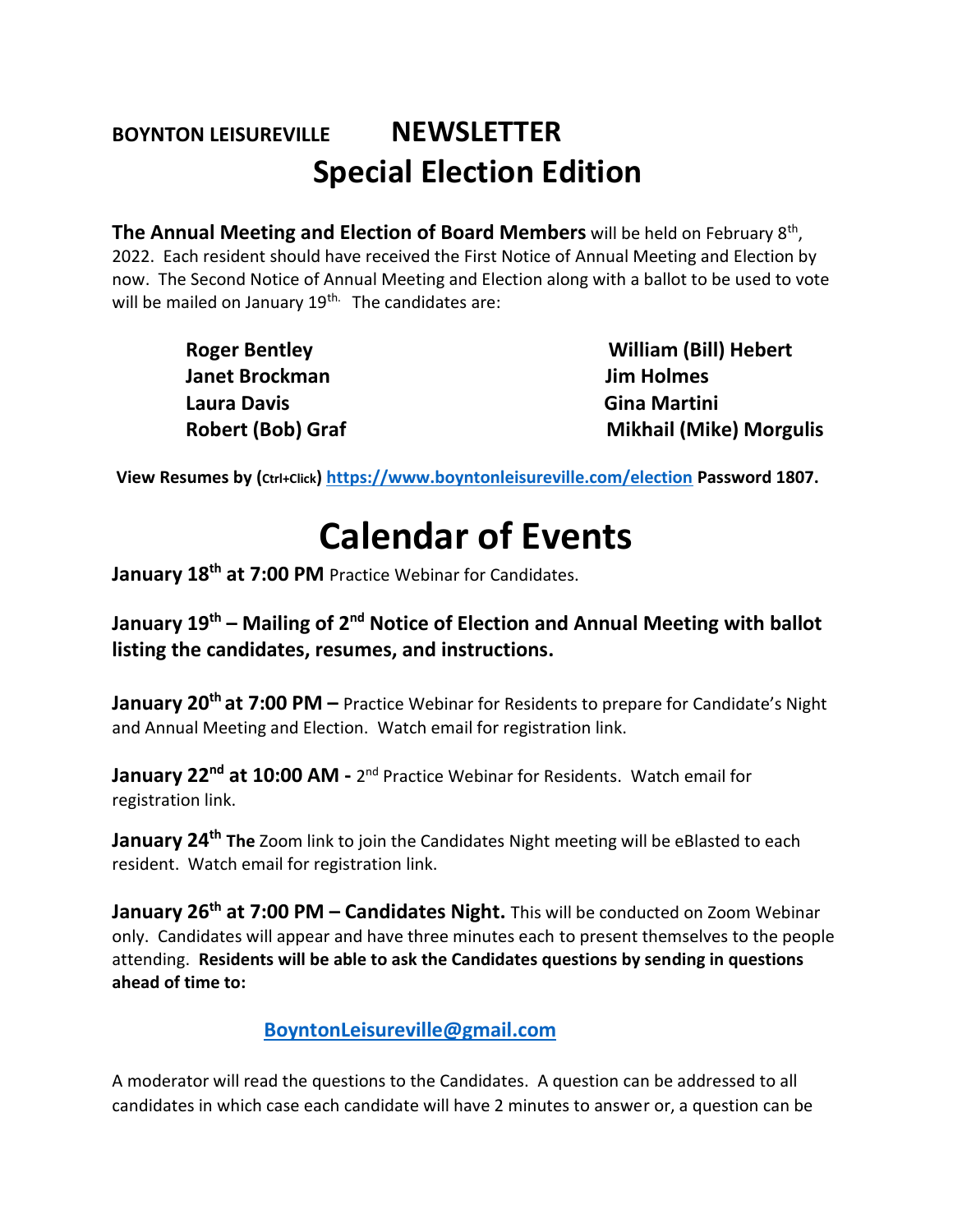**BOYNTON LEISUREVILLE NEWSLETTER**

# Special Election Edition

**The Annual Meeting and Election of Board Members** will be held on February 8th, 2022. Each resident should have received the First Notice of Annual Meeting and Election by now. The Second Notice of Annual Meeting and Election along with a ballot to be used to vote will be mailed on January 19th. The candidates are:

| | |
|---|---|
| **Roger Bentley** | **William (Bill) Hebert** |
| **Janet Brockman** | **Jim Holmes** |
| **Laura Davis** | **Gina Martini** |
| **Robert (Bob) Graf** | **Mikhail (Mike) Morgulis** |

**View Resumes by (Ctrl+Click) [https://www.boyntonleisureville.com/election](https://www.boyntonleisureville.com/election) Password 1807.**

# Calendar of Events

**January 18th at 7:00 PM** Practice Webinar for Candidates.

**January 19th – Mailing of 2nd Notice of Election and Annual Meeting with ballot listing the candidates, resumes, and instructions.**

**January 20th at 7:00 PM –** Practice Webinar for Residents to prepare for Candidate's Night and Annual Meeting and Election. Watch email for registration link.

**January 22nd at 10:00 AM -** 2nd Practice Webinar for Residents. Watch email for registration link.

**January 24th The** Zoom link to join the Candidates Night meeting will be eBlasted to each resident. Watch email for registration link.

**January 26th at 7:00 PM – Candidates Night.** This will be conducted on Zoom Webinar only. Candidates will appear and have three minutes each to present themselves to the people attending. **Residents will be able to ask the Candidates questions by sending in questions ahead of time to:**

**[BoyntonLeisureville@gmail.com](mailto:BoyntonLeisureville@gmail.com)**

A moderator will read the questions to the Candidates. A question can be addressed to all candidates in which case each candidate will have 2 minutes to answer or, a question can be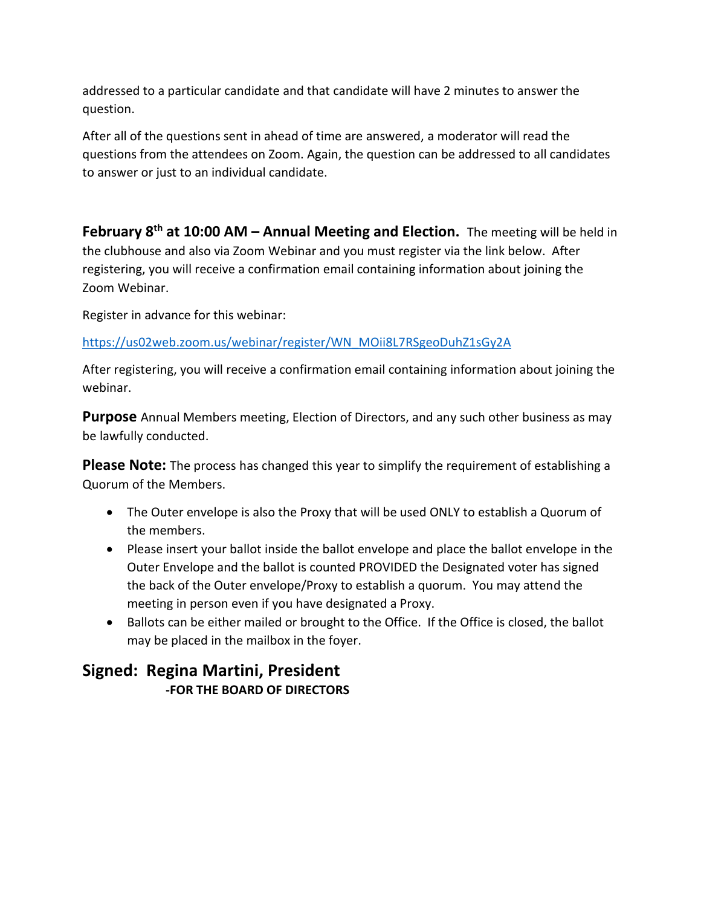addressed to a particular candidate and that candidate will have 2 minutes to answer the question.

After all of the questions sent in ahead of time are answered, a moderator will read the questions from the attendees on Zoom. Again, the question can be addressed to all candidates to answer or just to an individual candidate.

**February 8th at 10:00 AM – Annual Meeting and Election.** The meeting will be held in the clubhouse and also via Zoom Webinar and you must register via the link below. After registering, you will receive a confirmation email containing information about joining the Zoom Webinar.

Register in advance for this webinar:

https://us02web.zoom.us/webinar/register/WN_MOii8L7RSgeoDuhZ1sGy2A

After registering, you will receive a confirmation email containing information about joining the webinar.

**Purpose** Annual Members meeting, Election of Directors, and any such other business as may be lawfully conducted.

**Please Note:** The process has changed this year to simplify the requirement of establishing a Quorum of the Members.

- The Outer envelope is also the Proxy that will be used ONLY to establish a Quorum of the members.
- Please insert your ballot inside the ballot envelope and place the ballot envelope in the Outer Envelope and the ballot is counted PROVIDED the Designated voter has signed the back of the Outer envelope/Proxy to establish a quorum. You may attend the meeting in person even if you have designated a Proxy.
- Ballots can be either mailed or brought to the Office. If the Office is closed, the ballot may be placed in the mailbox in the foyer.

## Signed: Regina Martini, President

**-FOR THE BOARD OF DIRECTORS**